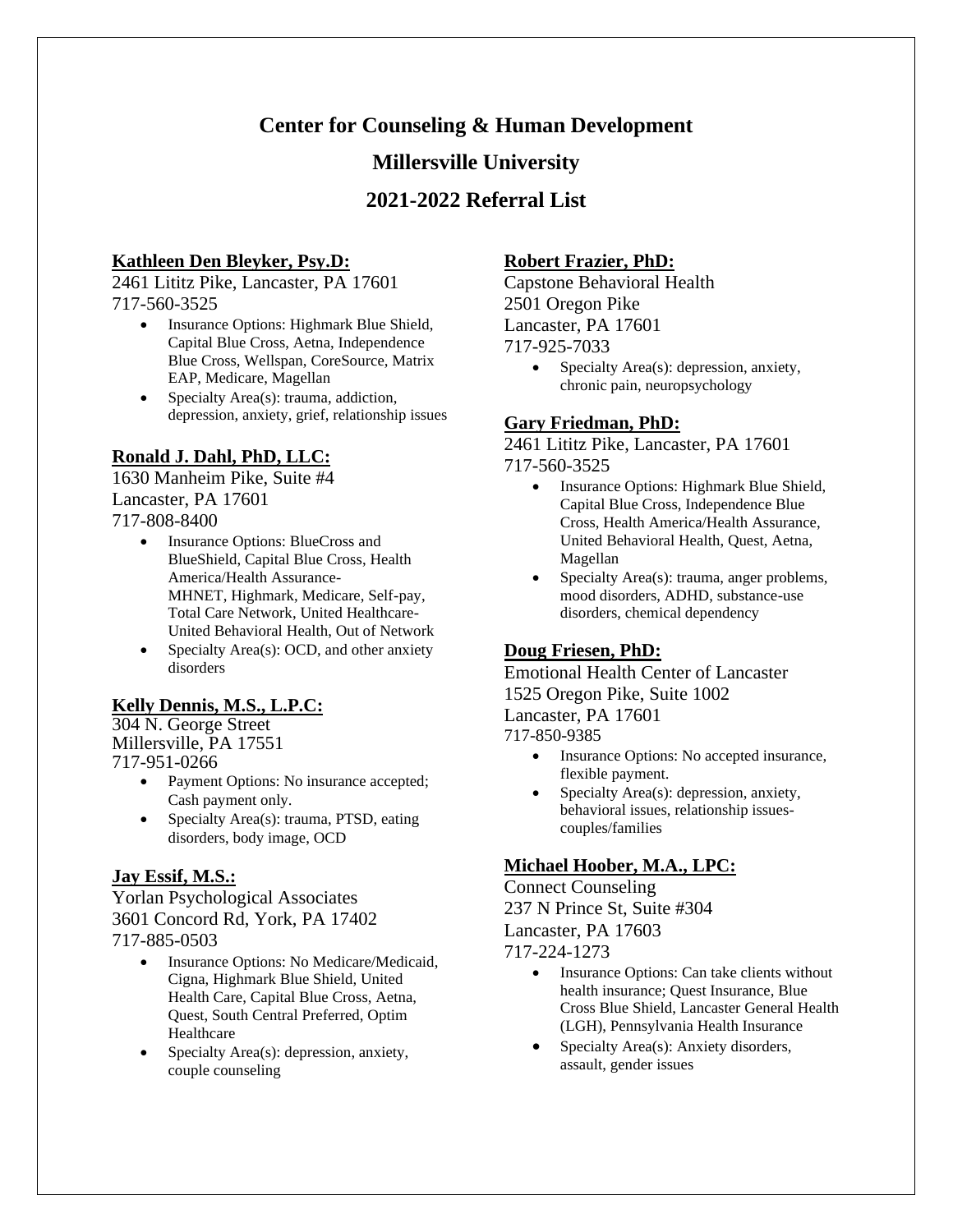# Center for Counseling & Human Development

## Millersville University

## 2021-2022 Referral List

**Kathleen Den Bleyker, Psy.D:**

2461 Lititz Pike, Lancaster, PA 17601
717-560-3525

- Insurance Options: Highmark Blue Shield, Capital Blue Cross, Aetna, Independence Blue Cross, Wellspan, CoreSource, Matrix EAP, Medicare, Magellan
- Specialty Area(s): trauma, addiction, depression, anxiety, grief, relationship issues

**Ronald J. Dahl, PhD, LLC:**

1630 Manheim Pike, Suite #4
Lancaster, PA 17601
717-808-8400

- Insurance Options: BlueCross and BlueShield, Capital Blue Cross, Health America/Health Assurance-MHNET, Highmark, Medicare, Self-pay, Total Care Network, United Healthcare-United Behavioral Health, Out of Network
- Specialty Area(s): OCD, and other anxiety disorders

**Kelly Dennis, M.S., L.P.C:**

304 N. George Street
Millersville, PA 17551
717-951-0266

- Payment Options: No insurance accepted; Cash payment only.
- Specialty Area(s): trauma, PTSD, eating disorders, body image, OCD

**Jay Essif, M.S.:**

Yorlan Psychological Associates
3601 Concord Rd, York, PA 17402
717-885-0503

- Insurance Options: No Medicare/Medicaid, Cigna, Highmark Blue Shield, United Health Care, Capital Blue Cross, Aetna, Quest, South Central Preferred, Optim Healthcare
- Specialty Area(s): depression, anxiety, couple counseling

**Robert Frazier, PhD:**

Capstone Behavioral Health
2501 Oregon Pike
Lancaster, PA 17601
717-925-7033

- Specialty Area(s): depression, anxiety, chronic pain, neuropsychology

**Gary Friedman, PhD:**

2461 Lititz Pike, Lancaster, PA 17601
717-560-3525

- Insurance Options: Highmark Blue Shield, Capital Blue Cross, Independence Blue Cross, Health America/Health Assurance, United Behavioral Health, Quest, Aetna, Magellan
- Specialty Area(s): trauma, anger problems, mood disorders, ADHD, substance-use disorders, chemical dependency

**Doug Friesen, PhD:**

Emotional Health Center of Lancaster
1525 Oregon Pike, Suite 1002
Lancaster, PA 17601
717-850-9385

- Insurance Options: No accepted insurance, flexible payment.
- Specialty Area(s): depression, anxiety, behavioral issues, relationship issues-couples/families

**Michael Hoober, M.A., LPC:**

Connect Counseling
237 N Prince St, Suite #304
Lancaster, PA 17603
717-224-1273

- Insurance Options: Can take clients without health insurance; Quest Insurance, Blue Cross Blue Shield, Lancaster General Health (LGH), Pennsylvania Health Insurance
- Specialty Area(s): Anxiety disorders, assault, gender issues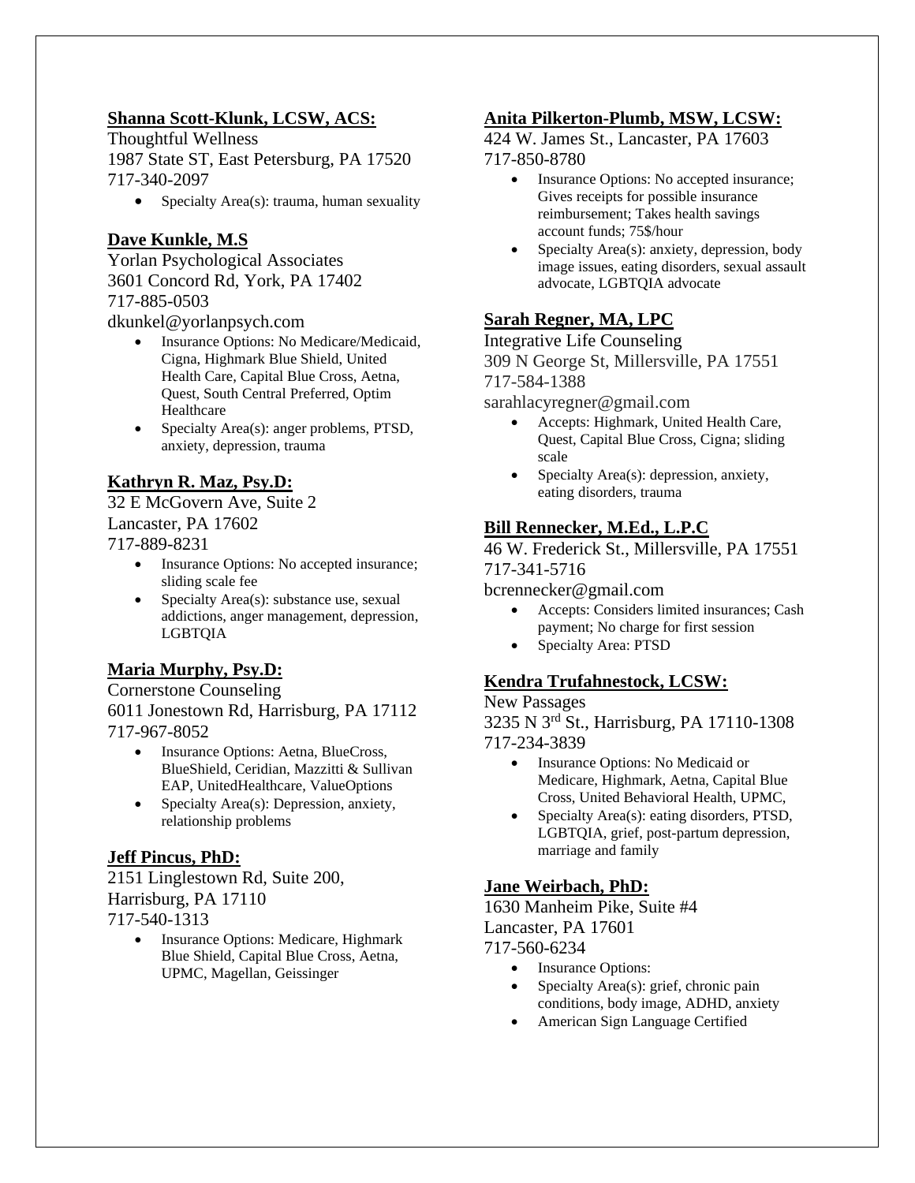**Shanna Scott-Klunk, LCSW, ACS:**

Thoughtful Wellness
1987 State ST, East Petersburg, PA 17520
717-340-2097

- Specialty Area(s): trauma, human sexuality

**Dave Kunkle, M.S**

Yorlan Psychological Associates
3601 Concord Rd, York, PA 17402
717-885-0503
dkunkel@yorlanpsych.com

- Insurance Options: No Medicare/Medicaid, Cigna, Highmark Blue Shield, United Health Care, Capital Blue Cross, Aetna, Quest, South Central Preferred, Optim Healthcare
- Specialty Area(s): anger problems, PTSD, anxiety, depression, trauma

**Kathryn R. Maz, Psy.D:**

32 E McGovern Ave, Suite 2
Lancaster, PA 17602
717-889-8231

- Insurance Options: No accepted insurance; sliding scale fee
- Specialty Area(s): substance use, sexual addictions, anger management, depression, LGBTQIA

**Maria Murphy, Psy.D:**

Cornerstone Counseling
6011 Jonestown Rd, Harrisburg, PA 17112
717-967-8052

- Insurance Options: Aetna, BlueCross, BlueShield, Ceridian, Mazzitti & Sullivan EAP, UnitedHealthcare, ValueOptions
- Specialty Area(s): Depression, anxiety, relationship problems

**Jeff Pincus, PhD:**

2151 Linglestown Rd, Suite 200,
Harrisburg, PA 17110
717-540-1313

- Insurance Options: Medicare, Highmark Blue Shield, Capital Blue Cross, Aetna, UPMC, Magellan, Geissinger

**Anita Pilkerton-Plumb, MSW, LCSW:**

424 W. James St., Lancaster, PA 17603
717-850-8780

- Insurance Options: No accepted insurance; Gives receipts for possible insurance reimbursement; Takes health savings account funds; 75$/hour
- Specialty Area(s): anxiety, depression, body image issues, eating disorders, sexual assault advocate, LGBTQIA advocate

**Sarah Regner, MA, LPC**

Integrative Life Counseling
309 N George St, Millersville, PA 17551
717-584-1388
sarahlacyregner@gmail.com

- Accepts: Highmark, United Health Care, Quest, Capital Blue Cross, Cigna; sliding scale
- Specialty Area(s): depression, anxiety, eating disorders, trauma

**Bill Rennecker, M.Ed., L.P.C**

46 W. Frederick St., Millersville, PA 17551
717-341-5716
bcrennecker@gmail.com

- Accepts: Considers limited insurances; Cash payment; No charge for first session
- Specialty Area: PTSD

**Kendra Trufahnestock, LCSW:**

New Passages
3235 N 3rd St., Harrisburg, PA 17110-1308
717-234-3839

- Insurance Options: No Medicaid or Medicare, Highmark, Aetna, Capital Blue Cross, United Behavioral Health, UPMC,
- Specialty Area(s): eating disorders, PTSD, LGBTQIA, grief, post-partum depression, marriage and family

**Jane Weirbach, PhD:**

1630 Manheim Pike, Suite #4
Lancaster, PA 17601
717-560-6234

- Insurance Options:
- Specialty Area(s): grief, chronic pain conditions, body image, ADHD, anxiety
- American Sign Language Certified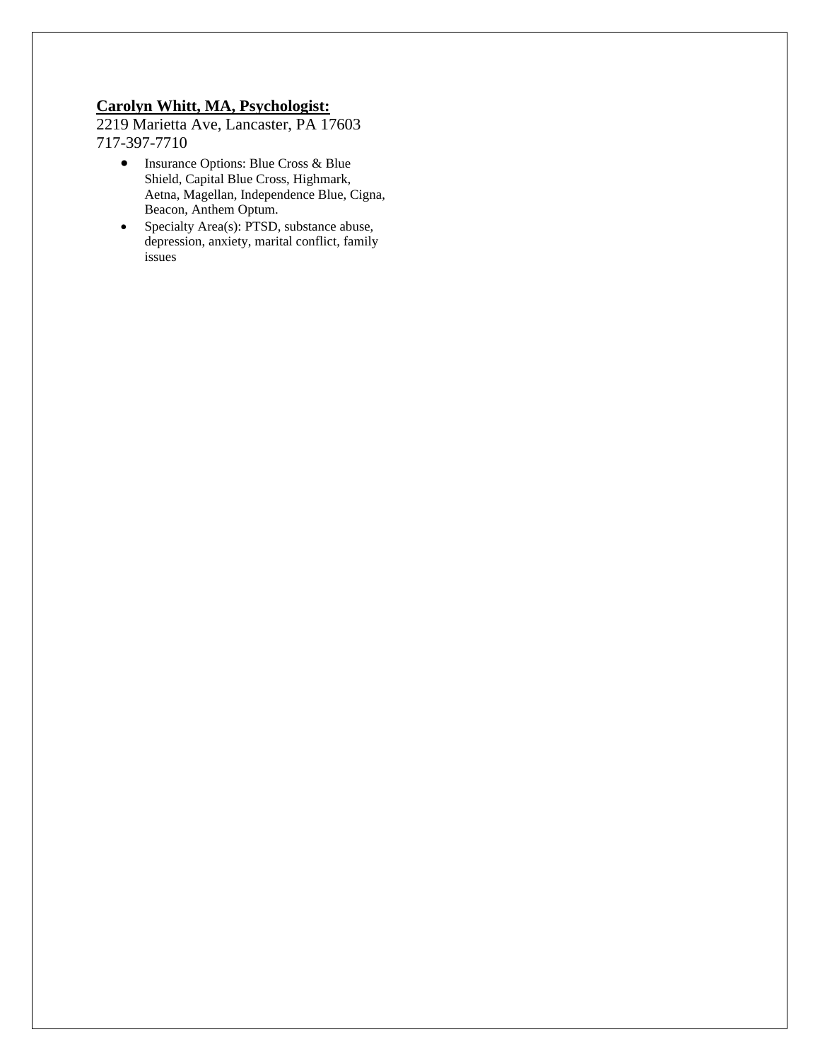**<u>Carolyn Whitt, MA, Psychologist:</u>**
2219 Marietta Ave, Lancaster, PA 17603
717-397-7710

- Insurance Options: Blue Cross & Blue Shield, Capital Blue Cross, Highmark, Aetna, Magellan, Independence Blue, Cigna, Beacon, Anthem Optum.
- Specialty Area(s): PTSD, substance abuse, depression, anxiety, marital conflict, family issues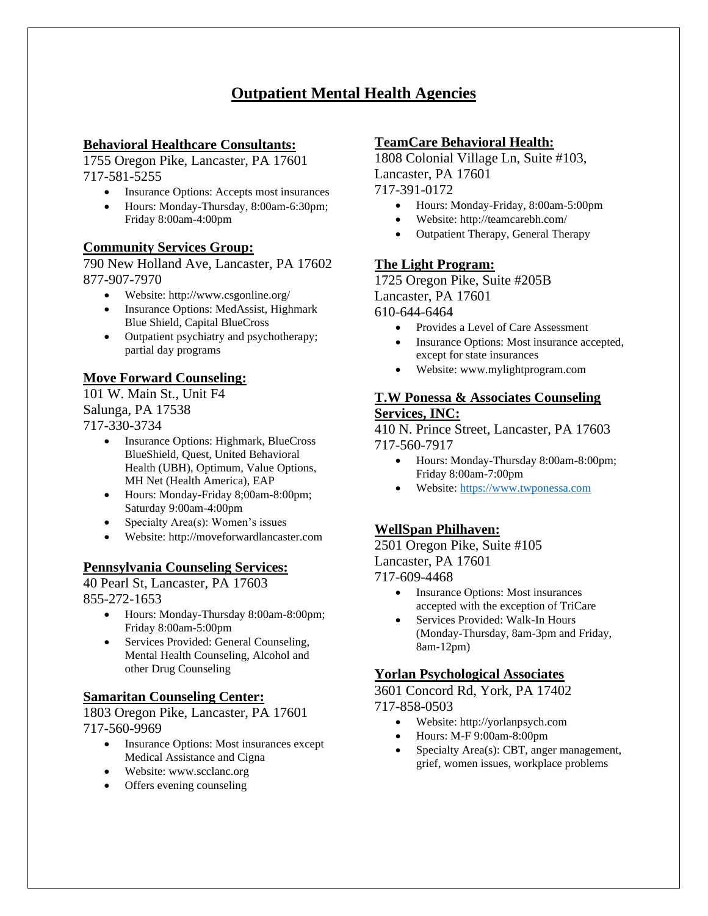# Outpatient Mental Health Agencies

## Behavioral Healthcare Consultants:

1755 Oregon Pike, Lancaster, PA 17601
717-581-5255

- Insurance Options: Accepts most insurances
- Hours: Monday-Thursday, 8:00am-6:30pm; Friday 8:00am-4:00pm

## Community Services Group:

790 New Holland Ave, Lancaster, PA 17602
877-907-7970

- Website: http://www.csgonline.org/
- Insurance Options: MedAssist, Highmark Blue Shield, Capital BlueCross
- Outpatient psychiatry and psychotherapy; partial day programs

## Move Forward Counseling:

101 W. Main St., Unit F4
Salunga, PA 17538
717-330-3734

- Insurance Options: Highmark, BlueCross BlueShield, Quest, United Behavioral Health (UBH), Optimum, Value Options, MH Net (Health America), EAP
- Hours: Monday-Friday 8;00am-8:00pm; Saturday 9:00am-4:00pm
- Specialty Area(s): Women's issues
- Website: http://moveforwardlancaster.com

## Pennsylvania Counseling Services:

40 Pearl St, Lancaster, PA 17603
855-272-1653

- Hours: Monday-Thursday 8:00am-8:00pm; Friday 8:00am-5:00pm
- Services Provided: General Counseling, Mental Health Counseling, Alcohol and other Drug Counseling

## Samaritan Counseling Center:

1803 Oregon Pike, Lancaster, PA 17601
717-560-9969

- Insurance Options: Most insurances except Medical Assistance and Cigna
- Website: www.scclanc.org
- Offers evening counseling

## TeamCare Behavioral Health:

1808 Colonial Village Ln, Suite #103, Lancaster, PA 17601
717-391-0172

- Hours: Monday-Friday, 8:00am-5:00pm
- Website: http://teamcarebh.com/
- Outpatient Therapy, General Therapy

## The Light Program:

1725 Oregon Pike, Suite #205B
Lancaster, PA 17601
610-644-6464

- Provides a Level of Care Assessment
- Insurance Options: Most insurance accepted, except for state insurances
- Website: www.mylightprogram.com

## T.W Ponessa & Associates Counseling Services, INC:

410 N. Prince Street, Lancaster, PA 17603
717-560-7917

- Hours: Monday-Thursday 8:00am-8:00pm; Friday 8:00am-7:00pm
- Website: https://www.twponessa.com

## WellSpan Philhaven:

2501 Oregon Pike, Suite #105
Lancaster, PA 17601
717-609-4468

- Insurance Options: Most insurances accepted with the exception of TriCare
- Services Provided: Walk-In Hours (Monday-Thursday, 8am-3pm and Friday, 8am-12pm)

## Yorlan Psychological Associates

3601 Concord Rd, York, PA 17402
717-858-0503

- Website: http://yorlanpsych.com
- Hours: M-F 9:00am-8:00pm
- Specialty Area(s): CBT, anger management, grief, women issues, workplace problems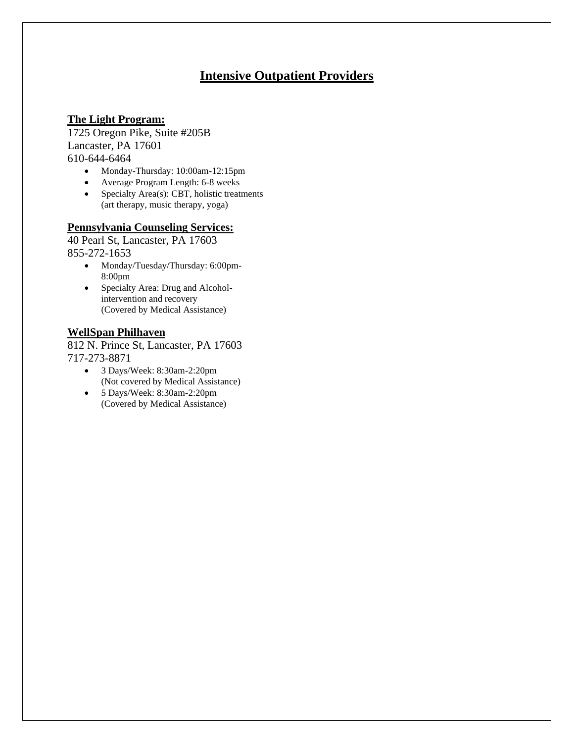## Intensive Outpatient Providers

### The Light Program:

1725 Oregon Pike, Suite #205B
Lancaster, PA 17601
610-644-6464

- Monday-Thursday: 10:00am-12:15pm
- Average Program Length: 6-8 weeks
- Specialty Area(s): CBT, holistic treatments (art therapy, music therapy, yoga)

### Pennsylvania Counseling Services:

40 Pearl St, Lancaster, PA 17603
855-272-1653

- Monday/Tuesday/Thursday: 6:00pm-8:00pm
- Specialty Area: Drug and Alcohol-intervention and recovery (Covered by Medical Assistance)

### WellSpan Philhaven

812 N. Prince St, Lancaster, PA 17603
717-273-8871

- 3 Days/Week: 8:30am-2:20pm (Not covered by Medical Assistance)
- 5 Days/Week: 8:30am-2:20pm (Covered by Medical Assistance)